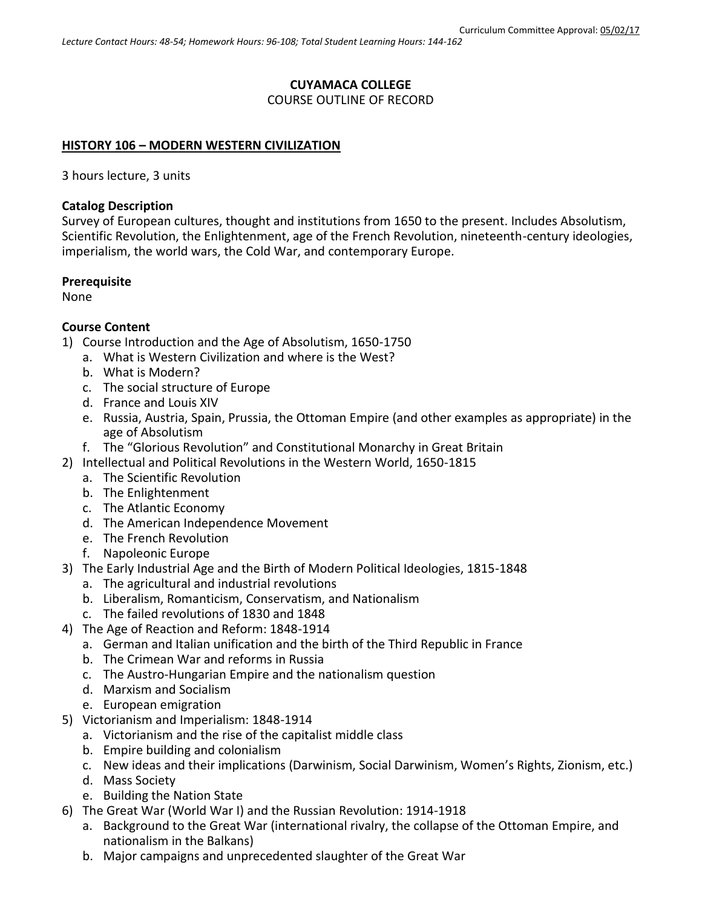Curriculum Committee Approval: 05/02/17

*Lecture Contact Hours: 48-54; Homework Hours: 96-108; Total Student Learning Hours: 144-162*

**CUYAMACA COLLEGE**
COURSE OUTLINE OF RECORD

## HISTORY 106 – MODERN WESTERN CIVILIZATION

3 hours lecture, 3 units

**Catalog Description**
Survey of European cultures, thought and institutions from 1650 to the present. Includes Absolutism, Scientific Revolution, the Enlightenment, age of the French Revolution, nineteenth-century ideologies, imperialism, the world wars, the Cold War, and contemporary Europe.

**Prerequisite**
None

**Course Content**

1) Course Introduction and the Age of Absolutism, 1650-1750
   a. What is Western Civilization and where is the West?
   b. What is Modern?
   c. The social structure of Europe
   d. France and Louis XIV
   e. Russia, Austria, Spain, Prussia, the Ottoman Empire (and other examples as appropriate) in the age of Absolutism
   f. The "Glorious Revolution" and Constitutional Monarchy in Great Britain
2) Intellectual and Political Revolutions in the Western World, 1650-1815
   a. The Scientific Revolution
   b. The Enlightenment
   c. The Atlantic Economy
   d. The American Independence Movement
   e. The French Revolution
   f. Napoleonic Europe
3) The Early Industrial Age and the Birth of Modern Political Ideologies, 1815-1848
   a. The agricultural and industrial revolutions
   b. Liberalism, Romanticism, Conservatism, and Nationalism
   c. The failed revolutions of 1830 and 1848
4) The Age of Reaction and Reform: 1848-1914
   a. German and Italian unification and the birth of the Third Republic in France
   b. The Crimean War and reforms in Russia
   c. The Austro-Hungarian Empire and the nationalism question
   d. Marxism and Socialism
   e. European emigration
5) Victorianism and Imperialism: 1848-1914
   a. Victorianism and the rise of the capitalist middle class
   b. Empire building and colonialism
   c. New ideas and their implications (Darwinism, Social Darwinism, Women's Rights, Zionism, etc.)
   d. Mass Society
   e. Building the Nation State
6) The Great War (World War I) and the Russian Revolution: 1914-1918
   a. Background to the Great War (international rivalry, the collapse of the Ottoman Empire, and nationalism in the Balkans)
   b. Major campaigns and unprecedented slaughter of the Great War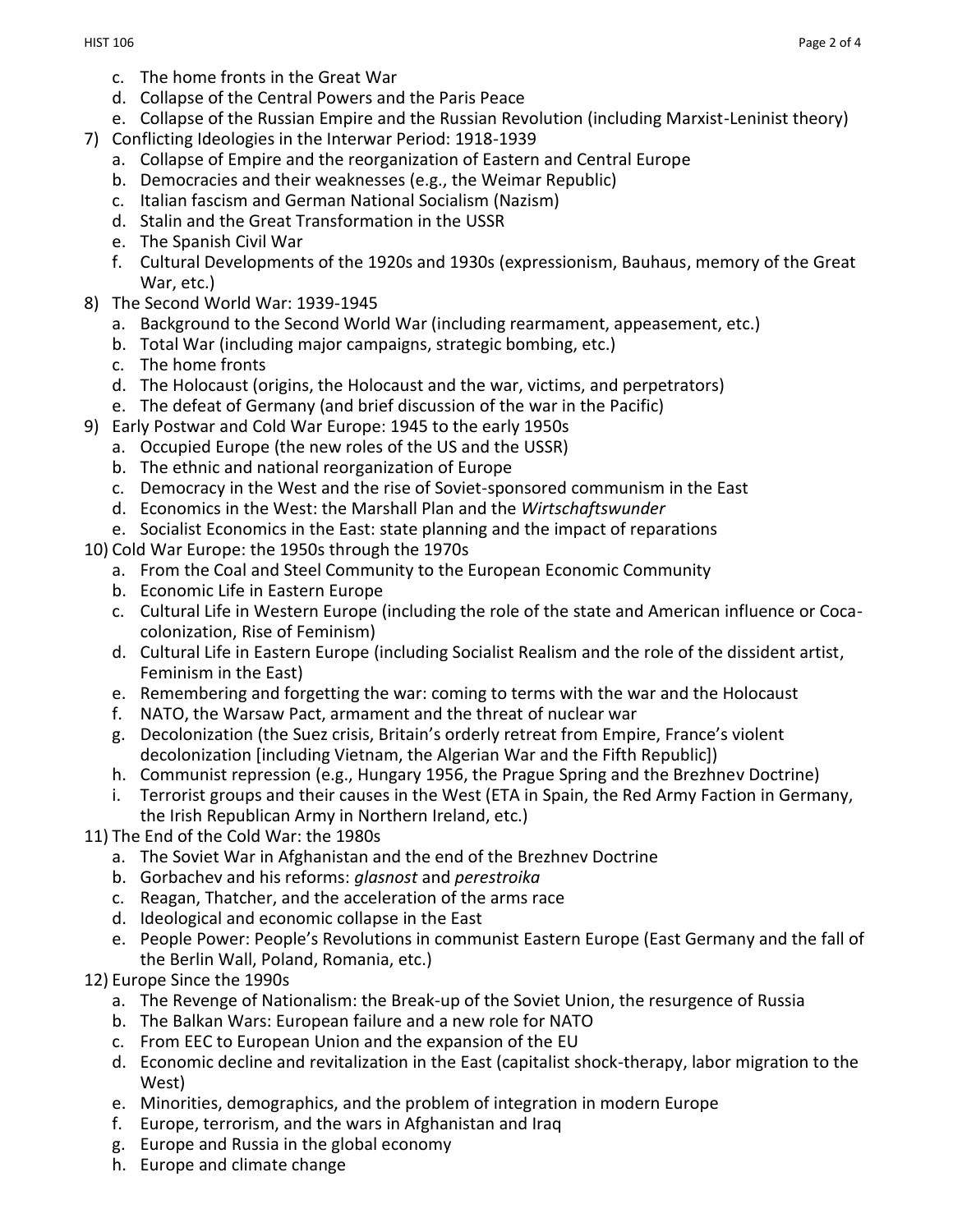c. The home fronts in the Great War
   d. Collapse of the Central Powers and the Paris Peace
   e. Collapse of the Russian Empire and the Russian Revolution (including Marxist-Leninist theory)
7) Conflicting Ideologies in the Interwar Period: 1918-1939
   a. Collapse of Empire and the reorganization of Eastern and Central Europe
   b. Democracies and their weaknesses (e.g., the Weimar Republic)
   c. Italian fascism and German National Socialism (Nazism)
   d. Stalin and the Great Transformation in the USSR
   e. The Spanish Civil War
   f. Cultural Developments of the 1920s and 1930s (expressionism, Bauhaus, memory of the Great War, etc.)
8) The Second World War: 1939-1945
   a. Background to the Second World War (including rearmament, appeasement, etc.)
   b. Total War (including major campaigns, strategic bombing, etc.)
   c. The home fronts
   d. The Holocaust (origins, the Holocaust and the war, victims, and perpetrators)
   e. The defeat of Germany (and brief discussion of the war in the Pacific)
9) Early Postwar and Cold War Europe: 1945 to the early 1950s
   a. Occupied Europe (the new roles of the US and the USSR)
   b. The ethnic and national reorganization of Europe
   c. Democracy in the West and the rise of Soviet-sponsored communism in the East
   d. Economics in the West: the Marshall Plan and the *Wirtschaftswunder*
   e. Socialist Economics in the East: state planning and the impact of reparations
10) Cold War Europe: the 1950s through the 1970s
   a. From the Coal and Steel Community to the European Economic Community
   b. Economic Life in Eastern Europe
   c. Cultural Life in Western Europe (including the role of the state and American influence or Coca-colonization, Rise of Feminism)
   d. Cultural Life in Eastern Europe (including Socialist Realism and the role of the dissident artist, Feminism in the East)
   e. Remembering and forgetting the war: coming to terms with the war and the Holocaust
   f. NATO, the Warsaw Pact, armament and the threat of nuclear war
   g. Decolonization (the Suez crisis, Britain's orderly retreat from Empire, France's violent decolonization [including Vietnam, the Algerian War and the Fifth Republic])
   h. Communist repression (e.g., Hungary 1956, the Prague Spring and the Brezhnev Doctrine)
   i. Terrorist groups and their causes in the West (ETA in Spain, the Red Army Faction in Germany, the Irish Republican Army in Northern Ireland, etc.)
11) The End of the Cold War: the 1980s
   a. The Soviet War in Afghanistan and the end of the Brezhnev Doctrine
   b. Gorbachev and his reforms: *glasnost* and *perestroika*
   c. Reagan, Thatcher, and the acceleration of the arms race
   d. Ideological and economic collapse in the East
   e. People Power: People's Revolutions in communist Eastern Europe (East Germany and the fall of the Berlin Wall, Poland, Romania, etc.)
12) Europe Since the 1990s
   a. The Revenge of Nationalism: the Break-up of the Soviet Union, the resurgence of Russia
   b. The Balkan Wars: European failure and a new role for NATO
   c. From EEC to European Union and the expansion of the EU
   d. Economic decline and revitalization in the East (capitalist shock-therapy, labor migration to the West)
   e. Minorities, demographics, and the problem of integration in modern Europe
   f. Europe, terrorism, and the wars in Afghanistan and Iraq
   g. Europe and Russia in the global economy
   h. Europe and climate change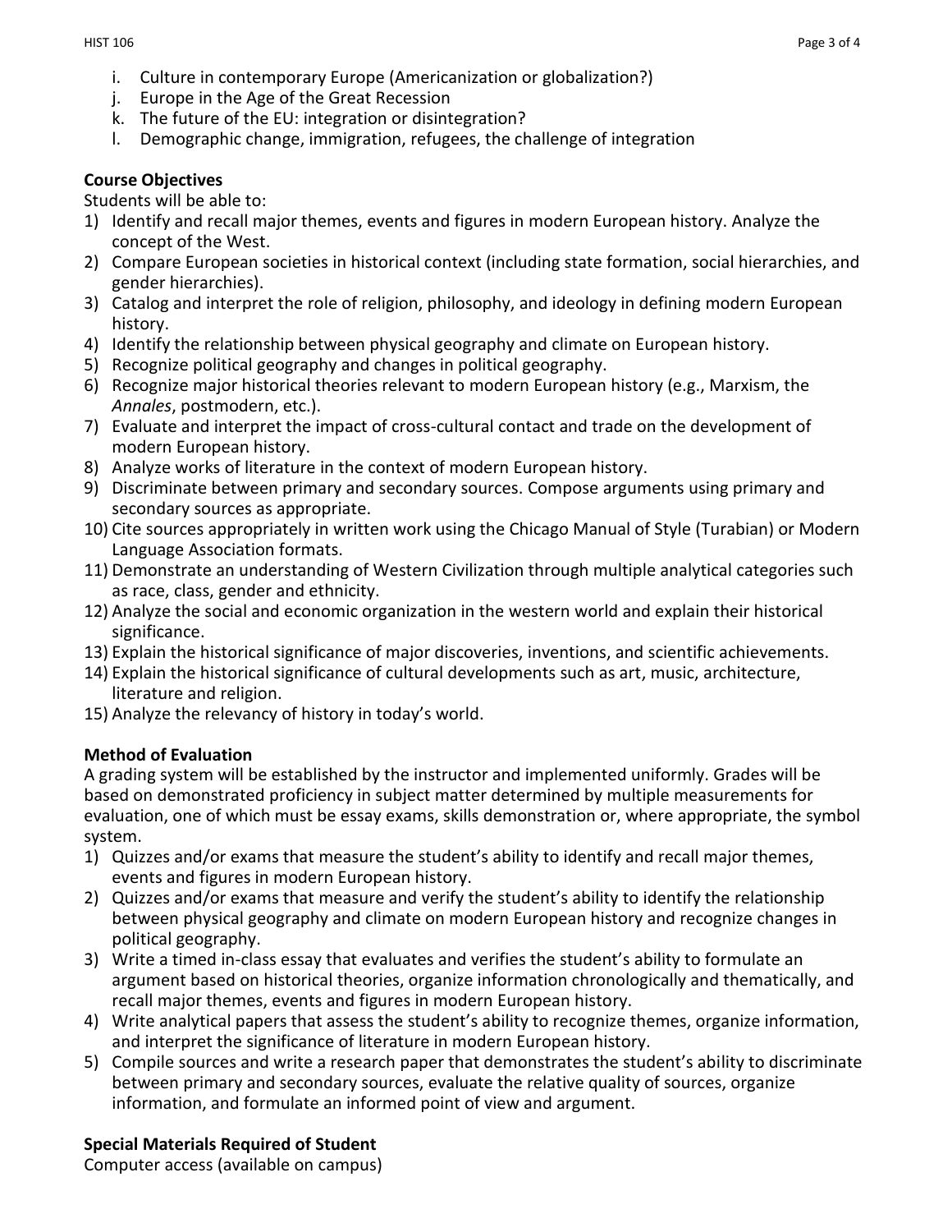i. Culture in contemporary Europe (Americanization or globalization?)
j. Europe in the Age of the Great Recession
k. The future of the EU: integration or disintegration?
l. Demographic change, immigration, refugees, the challenge of integration

**Course Objectives**

Students will be able to:

1) Identify and recall major themes, events and figures in modern European history. Analyze the concept of the West.
2) Compare European societies in historical context (including state formation, social hierarchies, and gender hierarchies).
3) Catalog and interpret the role of religion, philosophy, and ideology in defining modern European history.
4) Identify the relationship between physical geography and climate on European history.
5) Recognize political geography and changes in political geography.
6) Recognize major historical theories relevant to modern European history (e.g., Marxism, the *Annales*, postmodern, etc.).
7) Evaluate and interpret the impact of cross-cultural contact and trade on the development of modern European history.
8) Analyze works of literature in the context of modern European history.
9) Discriminate between primary and secondary sources. Compose arguments using primary and secondary sources as appropriate.
10) Cite sources appropriately in written work using the Chicago Manual of Style (Turabian) or Modern Language Association formats.
11) Demonstrate an understanding of Western Civilization through multiple analytical categories such as race, class, gender and ethnicity.
12) Analyze the social and economic organization in the western world and explain their historical significance.
13) Explain the historical significance of major discoveries, inventions, and scientific achievements.
14) Explain the historical significance of cultural developments such as art, music, architecture, literature and religion.
15) Analyze the relevancy of history in today's world.

**Method of Evaluation**

A grading system will be established by the instructor and implemented uniformly. Grades will be based on demonstrated proficiency in subject matter determined by multiple measurements for evaluation, one of which must be essay exams, skills demonstration or, where appropriate, the symbol system.

1) Quizzes and/or exams that measure the student's ability to identify and recall major themes, events and figures in modern European history.
2) Quizzes and/or exams that measure and verify the student's ability to identify the relationship between physical geography and climate on modern European history and recognize changes in political geography.
3) Write a timed in-class essay that evaluates and verifies the student's ability to formulate an argument based on historical theories, organize information chronologically and thematically, and recall major themes, events and figures in modern European history.
4) Write analytical papers that assess the student's ability to recognize themes, organize information, and interpret the significance of literature in modern European history.
5) Compile sources and write a research paper that demonstrates the student's ability to discriminate between primary and secondary sources, evaluate the relative quality of sources, organize information, and formulate an informed point of view and argument.

**Special Materials Required of Student**

Computer access (available on campus)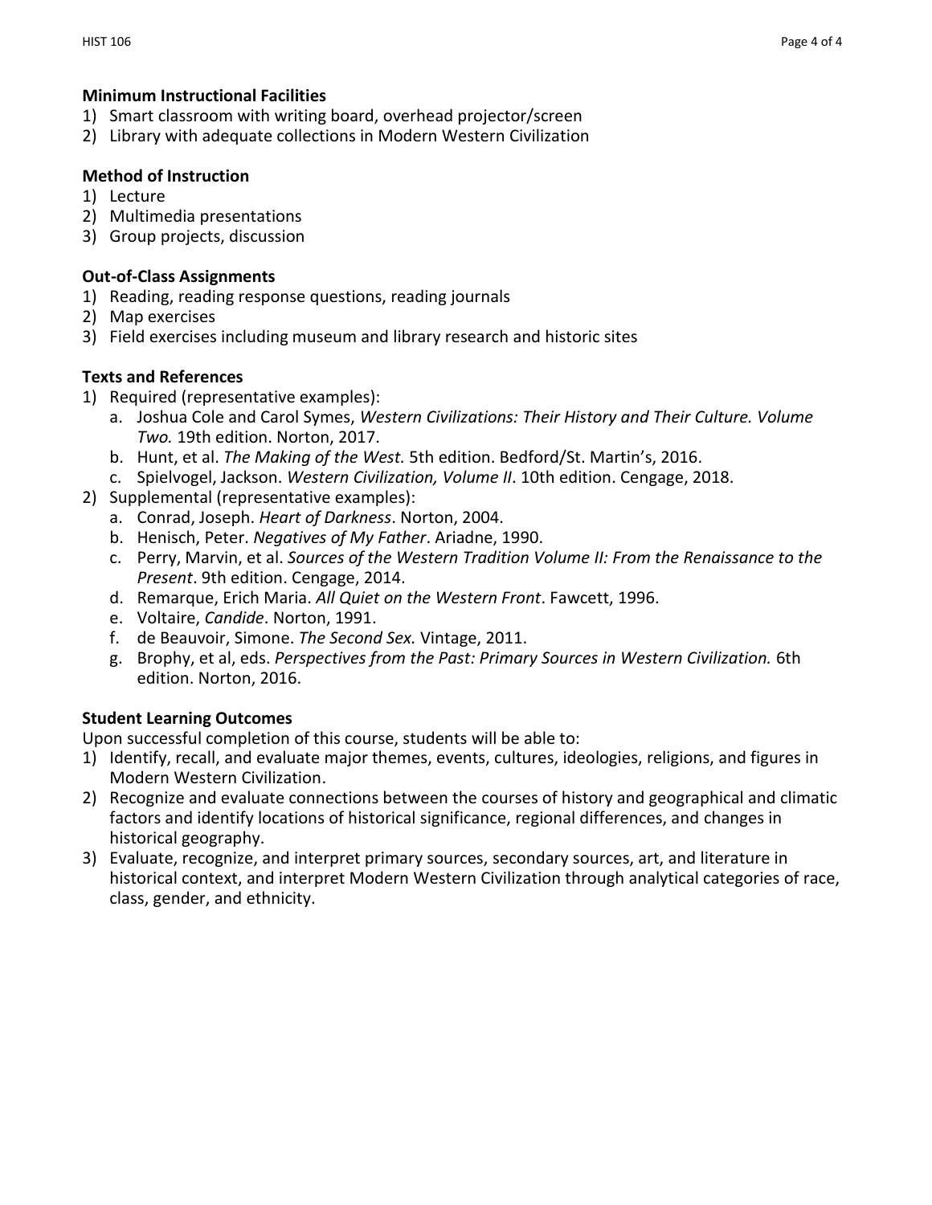**Minimum Instructional Facilities**

1) Smart classroom with writing board, overhead projector/screen
2) Library with adequate collections in Modern Western Civilization

**Method of Instruction**

1) Lecture
2) Multimedia presentations
3) Group projects, discussion

**Out-of-Class Assignments**

1) Reading, reading response questions, reading journals
2) Map exercises
3) Field exercises including museum and library research and historic sites

**Texts and References**

1) Required (representative examples):
   a. Joshua Cole and Carol Symes, *Western Civilizations: Their History and Their Culture. Volume Two.* 19th edition. Norton, 2017.
   b. Hunt, et al. *The Making of the West.* 5th edition. Bedford/St. Martin's, 2016.
   c. Spielvogel, Jackson. *Western Civilization, Volume II*. 10th edition. Cengage, 2018.
2) Supplemental (representative examples):
   a. Conrad, Joseph. *Heart of Darkness*. Norton, 2004.
   b. Henisch, Peter. *Negatives of My Father*. Ariadne, 1990.
   c. Perry, Marvin, et al. *Sources of the Western Tradition Volume II: From the Renaissance to the Present*. 9th edition. Cengage, 2014.
   d. Remarque, Erich Maria. *All Quiet on the Western Front*. Fawcett, 1996.
   e. Voltaire, *Candide*. Norton, 1991.
   f. de Beauvoir, Simone. *The Second Sex.* Vintage, 2011.
   g. Brophy, et al, eds. *Perspectives from the Past: Primary Sources in Western Civilization.* 6th edition. Norton, 2016.

**Student Learning Outcomes**

Upon successful completion of this course, students will be able to:

1) Identify, recall, and evaluate major themes, events, cultures, ideologies, religions, and figures in Modern Western Civilization.
2) Recognize and evaluate connections between the courses of history and geographical and climatic factors and identify locations of historical significance, regional differences, and changes in historical geography.
3) Evaluate, recognize, and interpret primary sources, secondary sources, art, and literature in historical context, and interpret Modern Western Civilization through analytical categories of race, class, gender, and ethnicity.